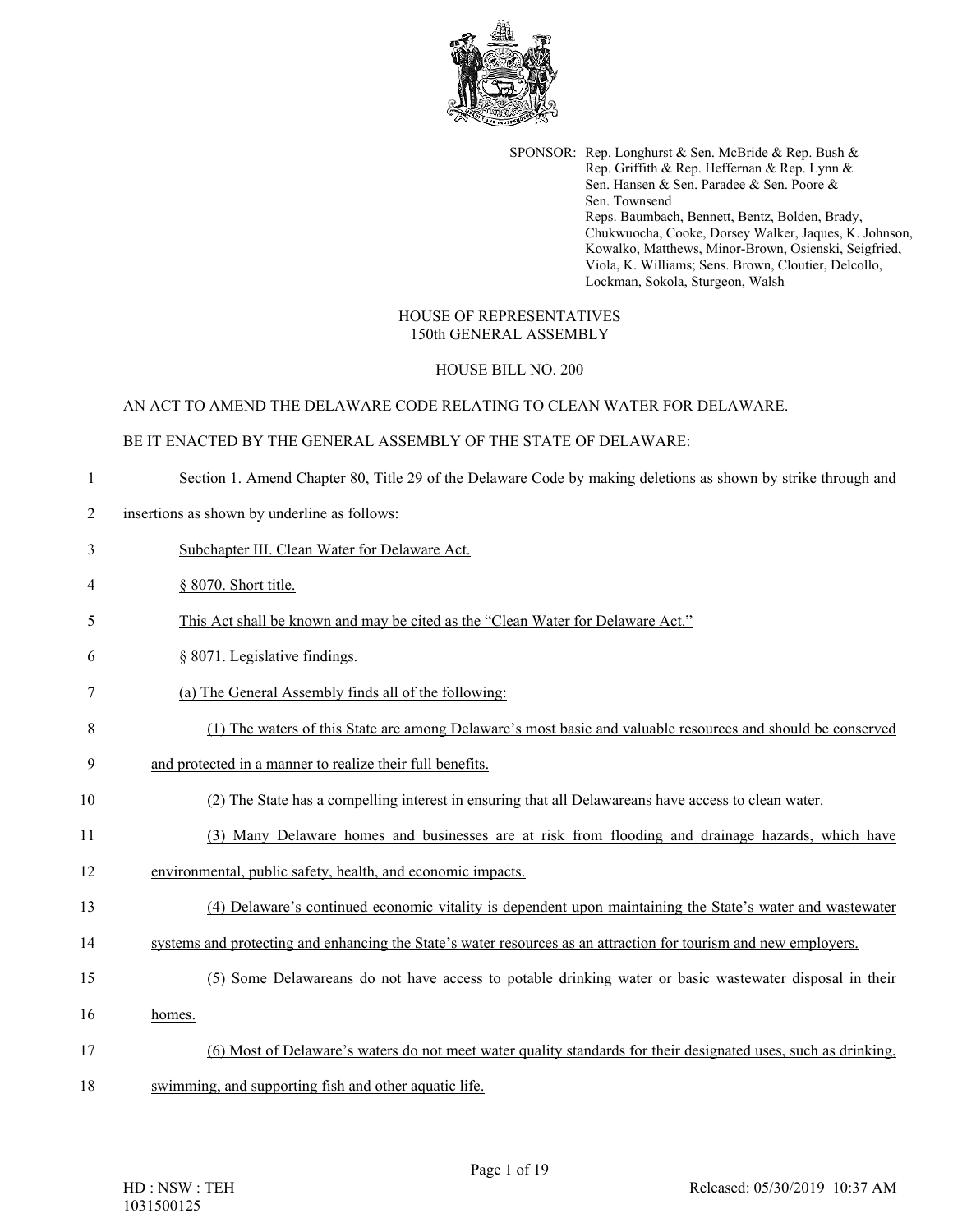SPONSOR: Rep. Longhurst & Sen. McBride & Rep. Bush & Rep. Griffith & Rep. Heffernan & Rep. Lynn & Sen. Hansen & Sen. Paradee & Sen. Poore & Sen. Townsend
Reps. Baumbach, Bennett, Bentz, Bolden, Brady, Chukwuocha, Cooke, Dorsey Walker, Jaques, K. Johnson, Kowalko, Matthews, Minor-Brown, Osienski, Seigfried, Viola, K. Williams; Sens. Brown, Cloutier, Delcollo, Lockman, Sokola, Sturgeon, Walsh

HOUSE OF REPRESENTATIVES
150th GENERAL ASSEMBLY

HOUSE BILL NO. 200

AN ACT TO AMEND THE DELAWARE CODE RELATING TO CLEAN WATER FOR DELAWARE.

BE IT ENACTED BY THE GENERAL ASSEMBLY OF THE STATE OF DELAWARE:

1 Section 1. Amend Chapter 80, Title 29 of the Delaware Code by making deletions as shown by strike through and
2 insertions as shown by underline as follows:

3 <u>Subchapter III. Clean Water for Delaware Act.</u>

4 <u>§ 8070. Short title.</u>

5 <u>This Act shall be known and may be cited as the "Clean Water for Delaware Act."</u>

6 <u>§ 8071. Legislative findings.</u>

7 <u>(a) The General Assembly finds all of the following:</u>

8 <u>(1) The waters of this State are among Delaware's most basic and valuable resources and should be conserved</u>
9 <u>and protected in a manner to realize their full benefits.</u>

10 <u>(2) The State has a compelling interest in ensuring that all Delawareans have access to clean water.</u>

11 <u>(3) Many Delaware homes and businesses are at risk from flooding and drainage hazards, which have</u>
12 <u>environmental, public safety, health, and economic impacts.</u>

13 <u>(4) Delaware's continued economic vitality is dependent upon maintaining the State's water and wastewater</u>
14 <u>systems and protecting and enhancing the State's water resources as an attraction for tourism and new employers.</u>

15 <u>(5) Some Delawareans do not have access to potable drinking water or basic wastewater disposal in their</u>
16 <u>homes.</u>

17 <u>(6) Most of Delaware's waters do not meet water quality standards for their designated uses, such as drinking,</u>
18 <u>swimming, and supporting fish and other aquatic life.</u>

HD : NSW : TEH
1031500125

Released: 05/30/2019 10:37 AM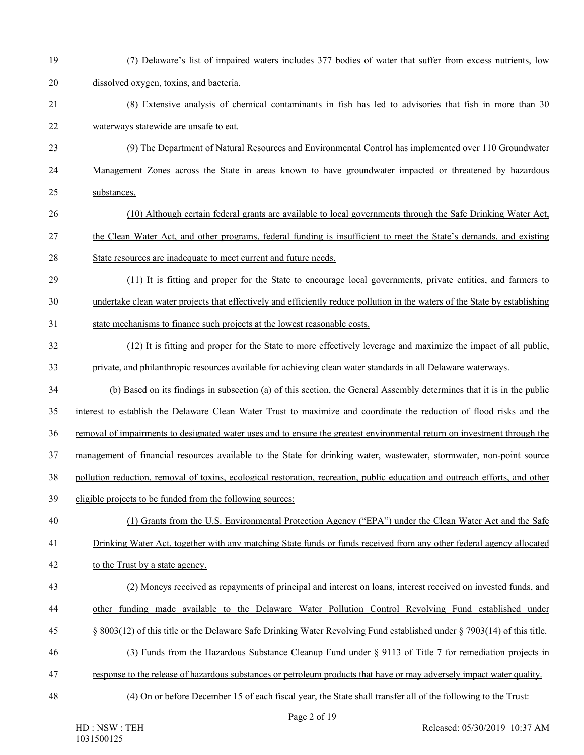(7) Delaware's list of impaired waters includes 377 bodies of water that suffer from excess nutrients, low dissolved oxygen, toxins, and bacteria.

(8) Extensive analysis of chemical contaminants in fish has led to advisories that fish in more than 30 waterways statewide are unsafe to eat.

(9) The Department of Natural Resources and Environmental Control has implemented over 110 Groundwater Management Zones across the State in areas known to have groundwater impacted or threatened by hazardous substances.

(10) Although certain federal grants are available to local governments through the Safe Drinking Water Act, the Clean Water Act, and other programs, federal funding is insufficient to meet the State's demands, and existing State resources are inadequate to meet current and future needs.

(11) It is fitting and proper for the State to encourage local governments, private entities, and farmers to undertake clean water projects that effectively and efficiently reduce pollution in the waters of the State by establishing state mechanisms to finance such projects at the lowest reasonable costs.

(12) It is fitting and proper for the State to more effectively leverage and maximize the impact of all public, private, and philanthropic resources available for achieving clean water standards in all Delaware waterways.

(b) Based on its findings in subsection (a) of this section, the General Assembly determines that it is in the public interest to establish the Delaware Clean Water Trust to maximize and coordinate the reduction of flood risks and the removal of impairments to designated water uses and to ensure the greatest environmental return on investment through the management of financial resources available to the State for drinking water, wastewater, stormwater, non-point source pollution reduction, removal of toxins, ecological restoration, recreation, public education and outreach efforts, and other eligible projects to be funded from the following sources:

(1) Grants from the U.S. Environmental Protection Agency ("EPA") under the Clean Water Act and the Safe Drinking Water Act, together with any matching State funds or funds received from any other federal agency allocated to the Trust by a state agency.

(2) Moneys received as repayments of principal and interest on loans, interest received on invested funds, and other funding made available to the Delaware Water Pollution Control Revolving Fund established under § 8003(12) of this title or the Delaware Safe Drinking Water Revolving Fund established under § 7903(14) of this title.

(3) Funds from the Hazardous Substance Cleanup Fund under § 9113 of Title 7 for remediation projects in response to the release of hazardous substances or petroleum products that have or may adversely impact water quality.

(4) On or before December 15 of each fiscal year, the State shall transfer all of the following to the Trust: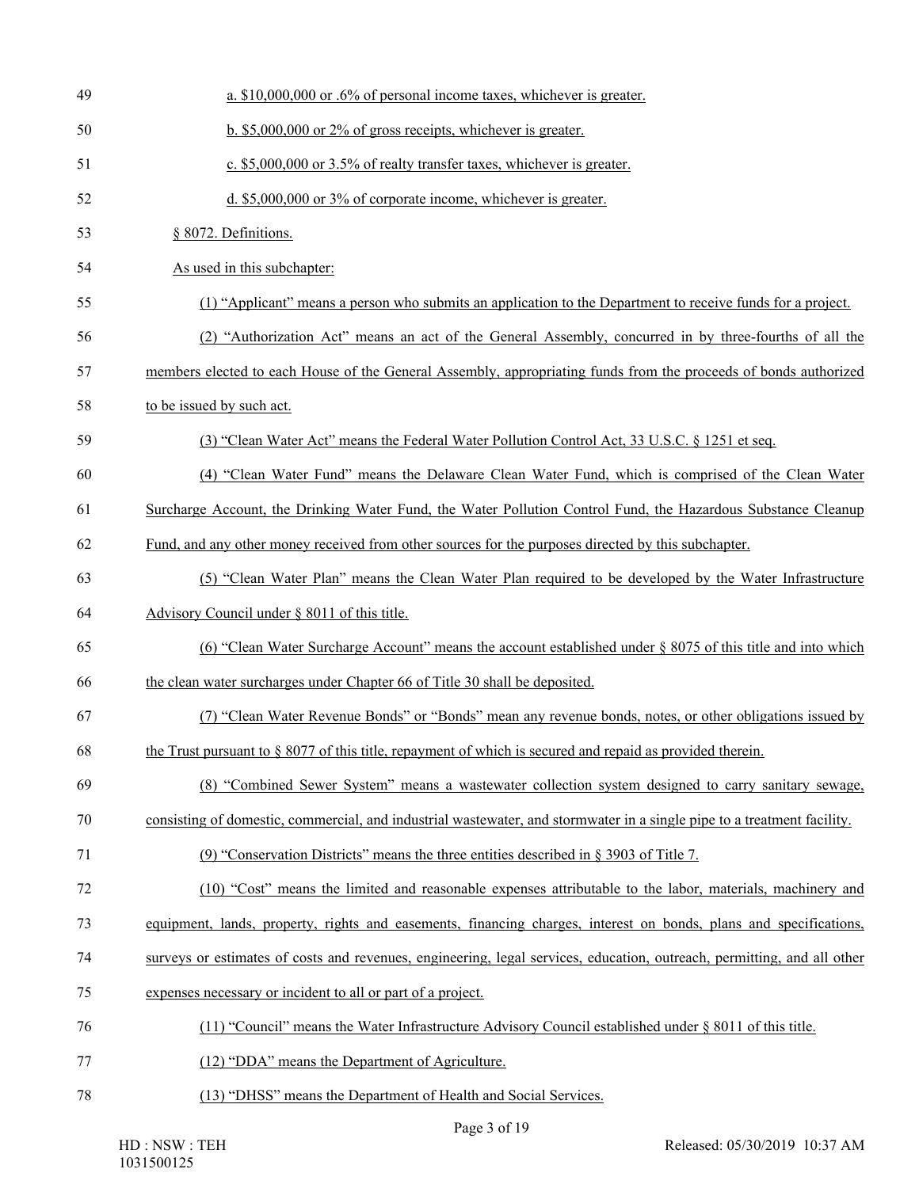a. $10,000,000 or .6% of personal income taxes, whichever is greater.

b. $5,000,000 or 2% of gross receipts, whichever is greater.

c. $5,000,000 or 3.5% of realty transfer taxes, whichever is greater.

d. $5,000,000 or 3% of corporate income, whichever is greater.

§ 8072. Definitions.

As used in this subchapter:

(1) "Applicant" means a person who submits an application to the Department to receive funds for a project.

(2) "Authorization Act" means an act of the General Assembly, concurred in by three-fourths of all the members elected to each House of the General Assembly, appropriating funds from the proceeds of bonds authorized to be issued by such act.

(3) "Clean Water Act" means the Federal Water Pollution Control Act, 33 U.S.C. § 1251 et seq.

(4) "Clean Water Fund" means the Delaware Clean Water Fund, which is comprised of the Clean Water Surcharge Account, the Drinking Water Fund, the Water Pollution Control Fund, the Hazardous Substance Cleanup Fund, and any other money received from other sources for the purposes directed by this subchapter.

(5) "Clean Water Plan" means the Clean Water Plan required to be developed by the Water Infrastructure Advisory Council under § 8011 of this title.

(6) "Clean Water Surcharge Account" means the account established under § 8075 of this title and into which the clean water surcharges under Chapter 66 of Title 30 shall be deposited.

(7) "Clean Water Revenue Bonds" or "Bonds" mean any revenue bonds, notes, or other obligations issued by the Trust pursuant to § 8077 of this title, repayment of which is secured and repaid as provided therein.

(8) "Combined Sewer System" means a wastewater collection system designed to carry sanitary sewage, consisting of domestic, commercial, and industrial wastewater, and stormwater in a single pipe to a treatment facility.

(9) "Conservation Districts" means the three entities described in § 3903 of Title 7.

(10) "Cost" means the limited and reasonable expenses attributable to the labor, materials, machinery and equipment, lands, property, rights and easements, financing charges, interest on bonds, plans and specifications, surveys or estimates of costs and revenues, engineering, legal services, education, outreach, permitting, and all other expenses necessary or incident to all or part of a project.

(11) "Council" means the Water Infrastructure Advisory Council established under § 8011 of this title.

(12) "DDA" means the Department of Agriculture.

(13) "DHSS" means the Department of Health and Social Services.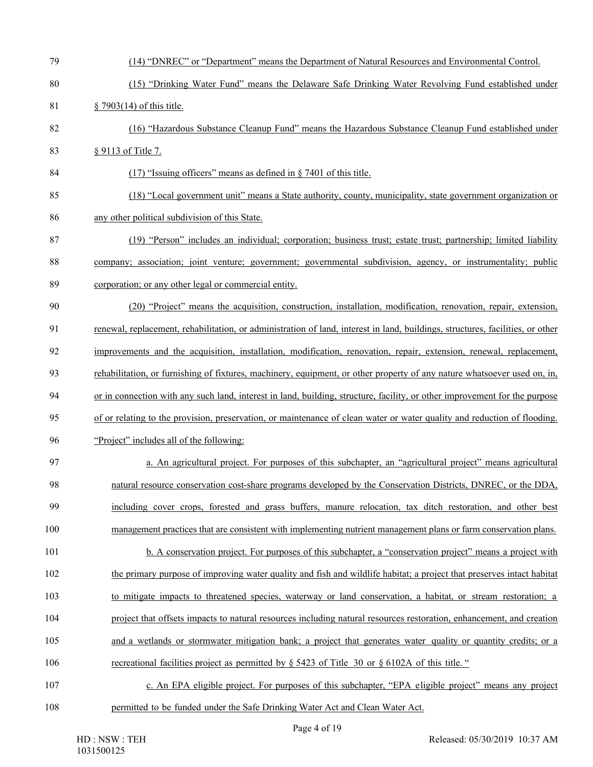(14) "DNREC" or "Department" means the Department of Natural Resources and Environmental Control.

(15) "Drinking Water Fund" means the Delaware Safe Drinking Water Revolving Fund established under § 7903(14) of this title.

(16) "Hazardous Substance Cleanup Fund" means the Hazardous Substance Cleanup Fund established under § 9113 of Title 7.

(17) "Issuing officers" means as defined in § 7401 of this title.

(18) "Local government unit" means a State authority, county, municipality, state government organization or any other political subdivision of this State.

(19) "Person" includes an individual; corporation; business trust; estate trust; partnership; limited liability company; association; joint venture; government; governmental subdivision, agency, or instrumentality; public corporation; or any other legal or commercial entity.

(20) "Project" means the acquisition, construction, installation, modification, renovation, repair, extension, renewal, replacement, rehabilitation, or administration of land, interest in land, buildings, structures, facilities, or other improvements and the acquisition, installation, modification, renovation, repair, extension, renewal, replacement, rehabilitation, or furnishing of fixtures, machinery, equipment, or other property of any nature whatsoever used on, in, or in connection with any such land, interest in land, building, structure, facility, or other improvement for the purpose of or relating to the provision, preservation, or maintenance of clean water or water quality and reduction of flooding. "Project" includes all of the following:

a. An agricultural project. For purposes of this subchapter, an "agricultural project" means agricultural natural resource conservation cost-share programs developed by the Conservation Districts, DNREC, or the DDA, including cover crops, forested and grass buffers, manure relocation, tax ditch restoration, and other best management practices that are consistent with implementing nutrient management plans or farm conservation plans.

b. A conservation project. For purposes of this subchapter, a "conservation project" means a project with the primary purpose of improving water quality and fish and wildlife habitat; a project that preserves intact habitat to mitigate impacts to threatened species, waterway or land conservation, a habitat, or stream restoration; a project that offsets impacts to natural resources including natural resources restoration, enhancement, and creation and a wetlands or stormwater mitigation bank; a project that generates water quality or quantity credits; or a recreational facilities project as permitted by § 5423 of Title 30 or § 6102A of this title. "

c. An EPA eligible project. For purposes of this subchapter, "EPA eligible project" means any project permitted to be funded under the Safe Drinking Water Act and Clean Water Act.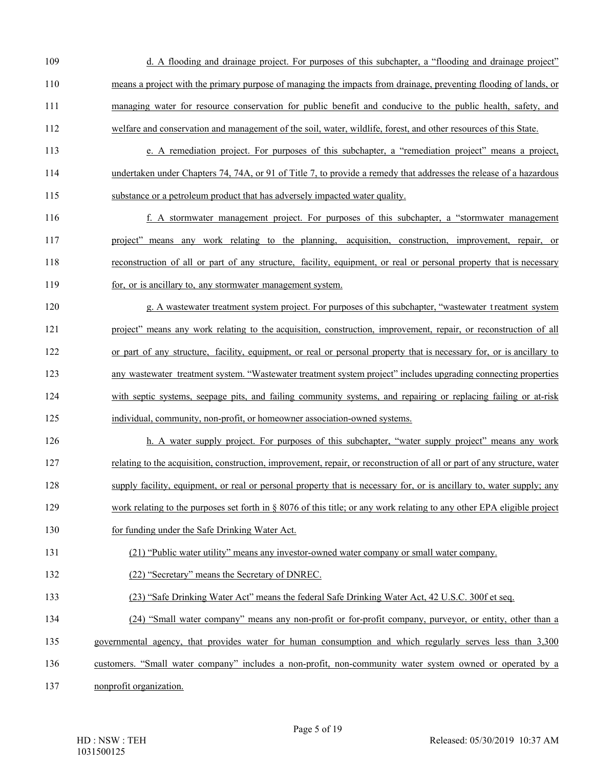d. A flooding and drainage project. For purposes of this subchapter, a "flooding and drainage project" means a project with the primary purpose of managing the impacts from drainage, preventing flooding of lands, or managing water for resource conservation for public benefit and conducive to the public health, safety, and welfare and conservation and management of the soil, water, wildlife, forest, and other resources of this State.

e. A remediation project. For purposes of this subchapter, a "remediation project" means a project, undertaken under Chapters 74, 74A, or 91 of Title 7, to provide a remedy that addresses the release of a hazardous substance or a petroleum product that has adversely impacted water quality.

f. A stormwater management project. For purposes of this subchapter, a "stormwater management project" means any work relating to the planning, acquisition, construction, improvement, repair, or reconstruction of all or part of any structure, facility, equipment, or real or personal property that is necessary for, or is ancillary to, any stormwater management system.

g. A wastewater treatment system project. For purposes of this subchapter, "wastewater treatment system project" means any work relating to the acquisition, construction, improvement, repair, or reconstruction of all or part of any structure, facility, equipment, or real or personal property that is necessary for, or is ancillary to any wastewater treatment system. "Wastewater treatment system project" includes upgrading connecting properties with septic systems, seepage pits, and failing community systems, and repairing or replacing failing or at-risk individual, community, non-profit, or homeowner association-owned systems.

h. A water supply project. For purposes of this subchapter, "water supply project" means any work relating to the acquisition, construction, improvement, repair, or reconstruction of all or part of any structure, water supply facility, equipment, or real or personal property that is necessary for, or is ancillary to, water supply; any work relating to the purposes set forth in § 8076 of this title; or any work relating to any other EPA eligible project for funding under the Safe Drinking Water Act.

(21) "Public water utility" means any investor-owned water company or small water company.

(22) "Secretary" means the Secretary of DNREC.

(23) "Safe Drinking Water Act" means the federal Safe Drinking Water Act, 42 U.S.C. 300f et seq.

(24) "Small water company" means any non-profit or for-profit company, purveyor, or entity, other than a governmental agency, that provides water for human consumption and which regularly serves less than 3,300 customers. "Small water company" includes a non-profit, non-community water system owned or operated by a nonprofit organization.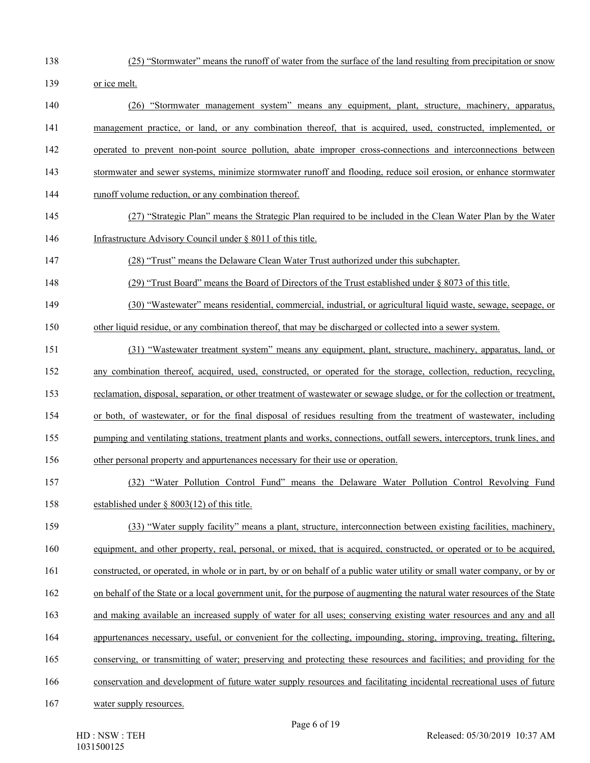(25) "Stormwater" means the runoff of water from the surface of the land resulting from precipitation or snow or ice melt.

(26) "Stormwater management system" means any equipment, plant, structure, machinery, apparatus, management practice, or land, or any combination thereof, that is acquired, used, constructed, implemented, or operated to prevent non-point source pollution, abate improper cross-connections and interconnections between stormwater and sewer systems, minimize stormwater runoff and flooding, reduce soil erosion, or enhance stormwater runoff volume reduction, or any combination thereof.

(27) "Strategic Plan" means the Strategic Plan required to be included in the Clean Water Plan by the Water Infrastructure Advisory Council under § 8011 of this title.

(28) "Trust" means the Delaware Clean Water Trust authorized under this subchapter.

(29) "Trust Board" means the Board of Directors of the Trust established under § 8073 of this title.

(30) "Wastewater" means residential, commercial, industrial, or agricultural liquid waste, sewage, seepage, or other liquid residue, or any combination thereof, that may be discharged or collected into a sewer system.

(31) "Wastewater treatment system" means any equipment, plant, structure, machinery, apparatus, land, or any combination thereof, acquired, used, constructed, or operated for the storage, collection, reduction, recycling, reclamation, disposal, separation, or other treatment of wastewater or sewage sludge, or for the collection or treatment, or both, of wastewater, or for the final disposal of residues resulting from the treatment of wastewater, including pumping and ventilating stations, treatment plants and works, connections, outfall sewers, interceptors, trunk lines, and other personal property and appurtenances necessary for their use or operation.

(32) "Water Pollution Control Fund" means the Delaware Water Pollution Control Revolving Fund established under § 8003(12) of this title.

(33) "Water supply facility" means a plant, structure, interconnection between existing facilities, machinery, equipment, and other property, real, personal, or mixed, that is acquired, constructed, or operated or to be acquired, constructed, or operated, in whole or in part, by or on behalf of a public water utility or small water company, or by or on behalf of the State or a local government unit, for the purpose of augmenting the natural water resources of the State and making available an increased supply of water for all uses; conserving existing water resources and any and all appurtenances necessary, useful, or convenient for the collecting, impounding, storing, improving, treating, filtering, conserving, or transmitting of water; preserving and protecting these resources and facilities; and providing for the conservation and development of future water supply resources and facilitating incidental recreational uses of future water supply resources.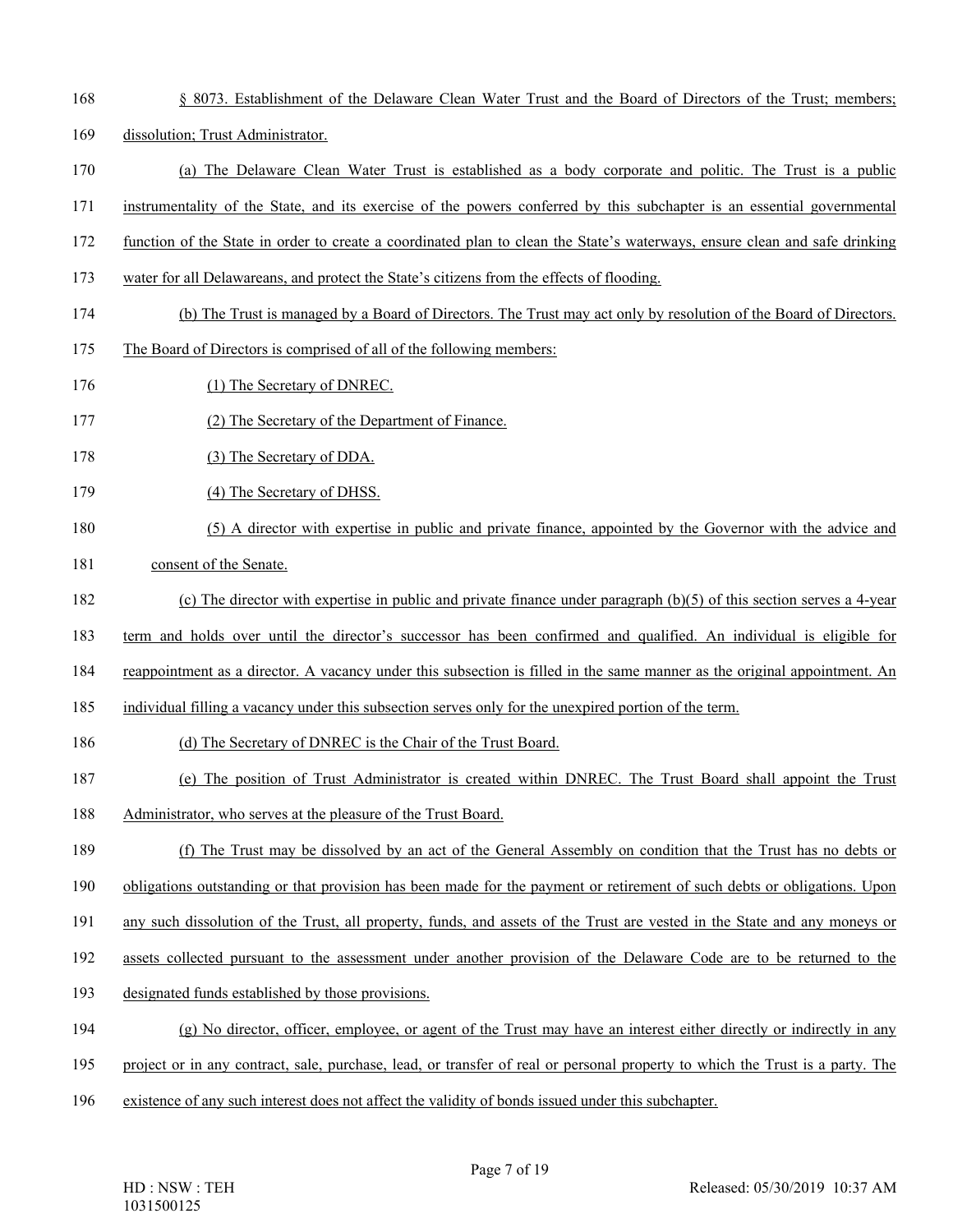§ 8073. Establishment of the Delaware Clean Water Trust and the Board of Directors of the Trust; members; dissolution; Trust Administrator.

(a) The Delaware Clean Water Trust is established as a body corporate and politic. The Trust is a public instrumentality of the State, and its exercise of the powers conferred by this subchapter is an essential governmental function of the State in order to create a coordinated plan to clean the State's waterways, ensure clean and safe drinking water for all Delawareans, and protect the State's citizens from the effects of flooding.

(b) The Trust is managed by a Board of Directors. The Trust may act only by resolution of the Board of Directors. The Board of Directors is comprised of all of the following members:

(1) The Secretary of DNREC.

(2) The Secretary of the Department of Finance.

(3) The Secretary of DDA.

(4) The Secretary of DHSS.

(5) A director with expertise in public and private finance, appointed by the Governor with the advice and consent of the Senate.

(c) The director with expertise in public and private finance under paragraph (b)(5) of this section serves a 4-year term and holds over until the director's successor has been confirmed and qualified. An individual is eligible for reappointment as a director. A vacancy under this subsection is filled in the same manner as the original appointment. An individual filling a vacancy under this subsection serves only for the unexpired portion of the term.

(d) The Secretary of DNREC is the Chair of the Trust Board.

(e) The position of Trust Administrator is created within DNREC. The Trust Board shall appoint the Trust Administrator, who serves at the pleasure of the Trust Board.

(f) The Trust may be dissolved by an act of the General Assembly on condition that the Trust has no debts or obligations outstanding or that provision has been made for the payment or retirement of such debts or obligations. Upon any such dissolution of the Trust, all property, funds, and assets of the Trust are vested in the State and any moneys or assets collected pursuant to the assessment under another provision of the Delaware Code are to be returned to the designated funds established by those provisions.

(g) No director, officer, employee, or agent of the Trust may have an interest either directly or indirectly in any project or in any contract, sale, purchase, lead, or transfer of real or personal property to which the Trust is a party. The existence of any such interest does not affect the validity of bonds issued under this subchapter.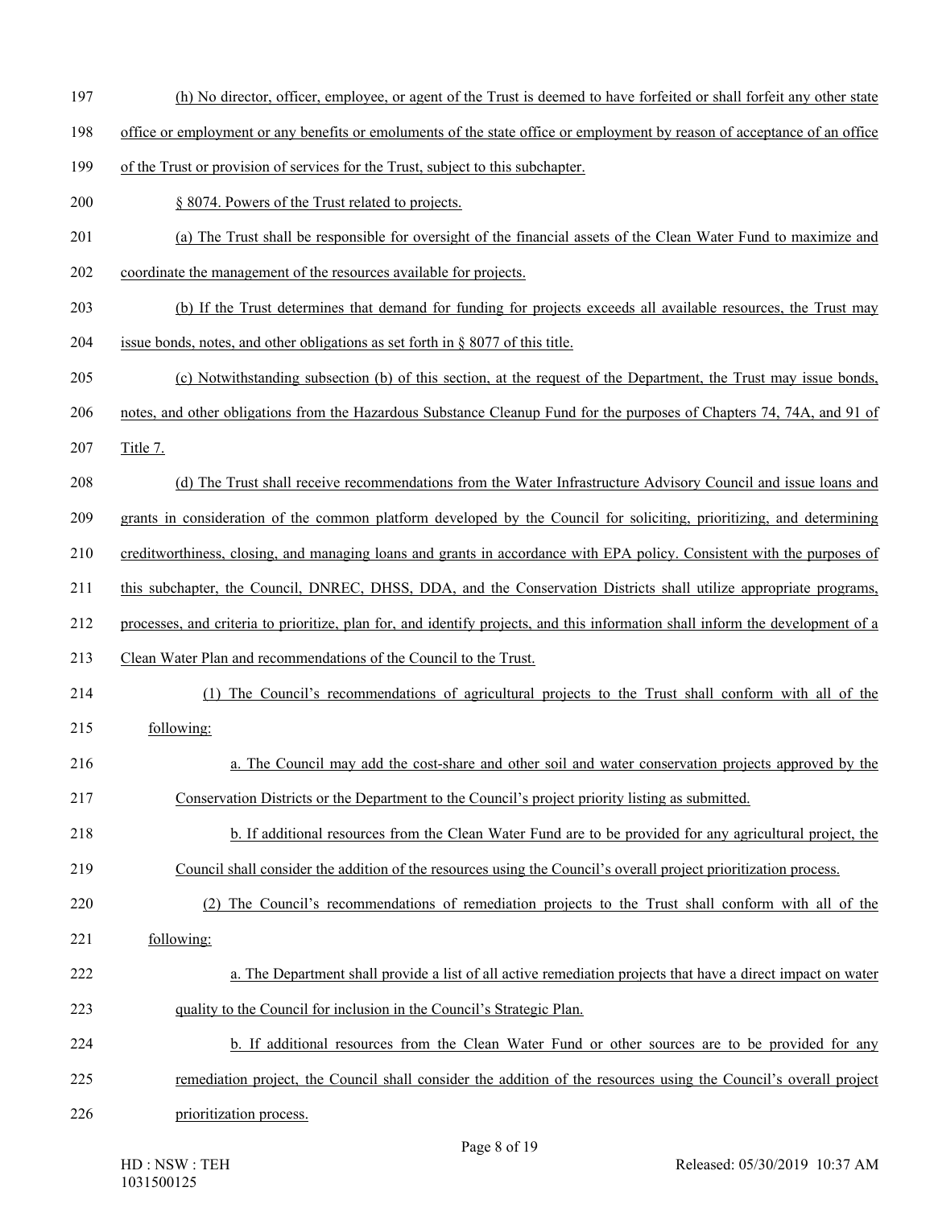(h) No director, officer, employee, or agent of the Trust is deemed to have forfeited or shall forfeit any other state office or employment or any benefits or emoluments of the state office or employment by reason of acceptance of an office of the Trust or provision of services for the Trust, subject to this subchapter.

§ 8074. Powers of the Trust related to projects.

(a) The Trust shall be responsible for oversight of the financial assets of the Clean Water Fund to maximize and coordinate the management of the resources available for projects.

(b) If the Trust determines that demand for funding for projects exceeds all available resources, the Trust may issue bonds, notes, and other obligations as set forth in § 8077 of this title.

(c) Notwithstanding subsection (b) of this section, at the request of the Department, the Trust may issue bonds, notes, and other obligations from the Hazardous Substance Cleanup Fund for the purposes of Chapters 74, 74A, and 91 of Title 7.

(d) The Trust shall receive recommendations from the Water Infrastructure Advisory Council and issue loans and grants in consideration of the common platform developed by the Council for soliciting, prioritizing, and determining creditworthiness, closing, and managing loans and grants in accordance with EPA policy. Consistent with the purposes of this subchapter, the Council, DNREC, DHSS, DDA, and the Conservation Districts shall utilize appropriate programs, processes, and criteria to prioritize, plan for, and identify projects, and this information shall inform the development of a Clean Water Plan and recommendations of the Council to the Trust.

(1) The Council's recommendations of agricultural projects to the Trust shall conform with all of the following:

a. The Council may add the cost-share and other soil and water conservation projects approved by the Conservation Districts or the Department to the Council's project priority listing as submitted.

b. If additional resources from the Clean Water Fund are to be provided for any agricultural project, the Council shall consider the addition of the resources using the Council's overall project prioritization process.

(2) The Council's recommendations of remediation projects to the Trust shall conform with all of the following:

a. The Department shall provide a list of all active remediation projects that have a direct impact on water quality to the Council for inclusion in the Council's Strategic Plan.

b. If additional resources from the Clean Water Fund or other sources are to be provided for any remediation project, the Council shall consider the addition of the resources using the Council's overall project prioritization process.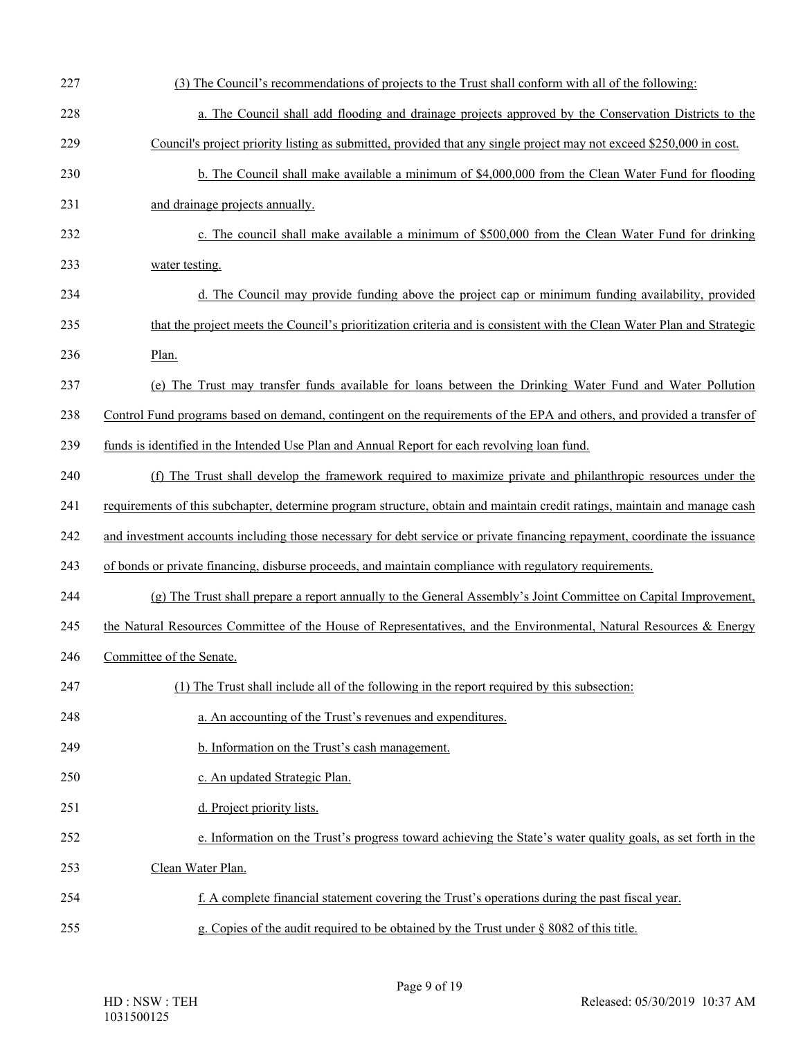(3) The Council's recommendations of projects to the Trust shall conform with all of the following:

a. The Council shall add flooding and drainage projects approved by the Conservation Districts to the Council's project priority listing as submitted, provided that any single project may not exceed $250,000 in cost.

b. The Council shall make available a minimum of $4,000,000 from the Clean Water Fund for flooding and drainage projects annually.

c. The council shall make available a minimum of $500,000 from the Clean Water Fund for drinking water testing.

d. The Council may provide funding above the project cap or minimum funding availability, provided that the project meets the Council's prioritization criteria and is consistent with the Clean Water Plan and Strategic Plan.

(e) The Trust may transfer funds available for loans between the Drinking Water Fund and Water Pollution Control Fund programs based on demand, contingent on the requirements of the EPA and others, and provided a transfer of funds is identified in the Intended Use Plan and Annual Report for each revolving loan fund.

(f) The Trust shall develop the framework required to maximize private and philanthropic resources under the requirements of this subchapter, determine program structure, obtain and maintain credit ratings, maintain and manage cash and investment accounts including those necessary for debt service or private financing repayment, coordinate the issuance of bonds or private financing, disburse proceeds, and maintain compliance with regulatory requirements.

(g) The Trust shall prepare a report annually to the General Assembly's Joint Committee on Capital Improvement, the Natural Resources Committee of the House of Representatives, and the Environmental, Natural Resources & Energy Committee of the Senate.

(1) The Trust shall include all of the following in the report required by this subsection:

a. An accounting of the Trust's revenues and expenditures.

b. Information on the Trust's cash management.

c. An updated Strategic Plan.

d. Project priority lists.

e. Information on the Trust's progress toward achieving the State's water quality goals, as set forth in the Clean Water Plan.

f. A complete financial statement covering the Trust's operations during the past fiscal year.

g. Copies of the audit required to be obtained by the Trust under § 8082 of this title.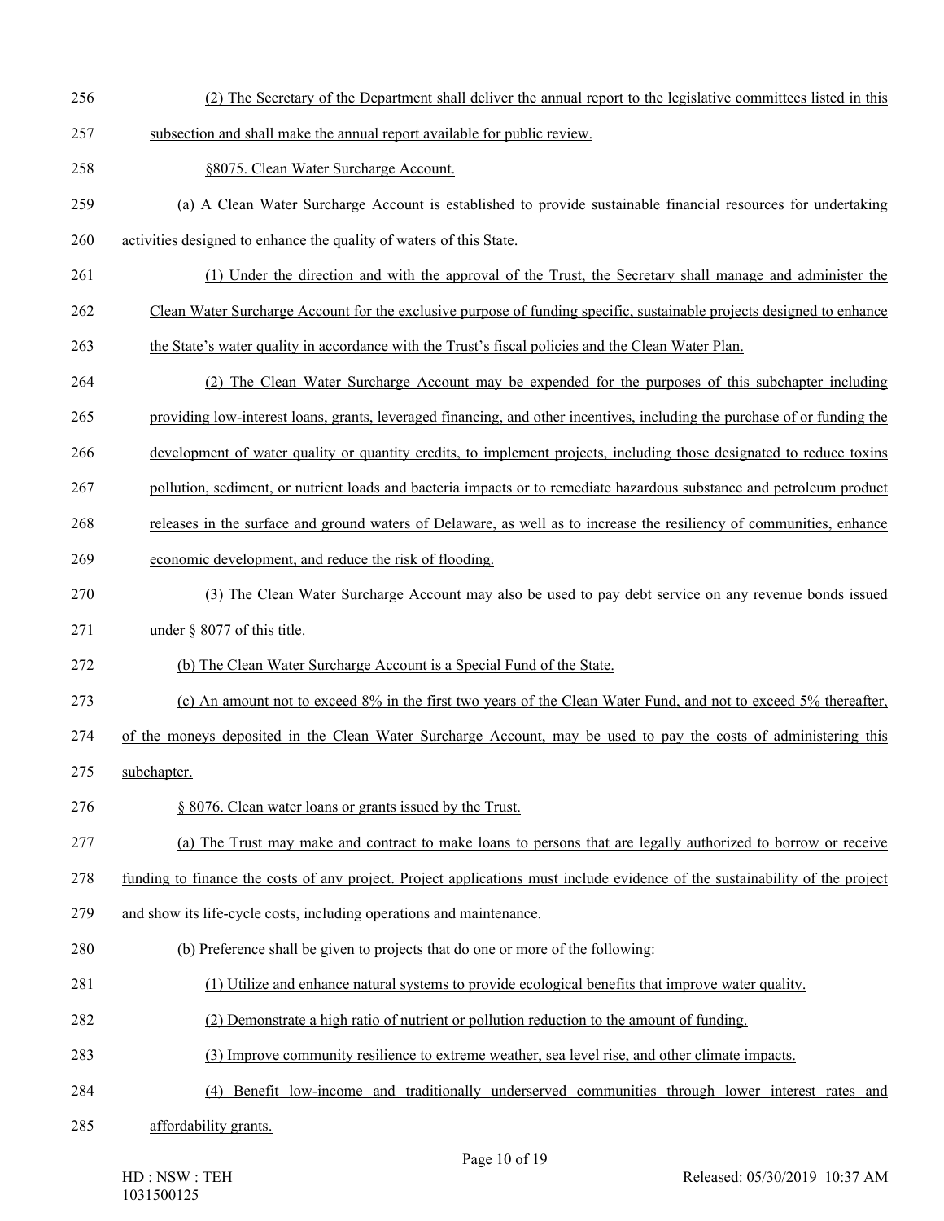(2) The Secretary of the Department shall deliver the annual report to the legislative committees listed in this subsection and shall make the annual report available for public review.

§8075. Clean Water Surcharge Account.

(a) A Clean Water Surcharge Account is established to provide sustainable financial resources for undertaking activities designed to enhance the quality of waters of this State.

(1) Under the direction and with the approval of the Trust, the Secretary shall manage and administer the Clean Water Surcharge Account for the exclusive purpose of funding specific, sustainable projects designed to enhance the State's water quality in accordance with the Trust's fiscal policies and the Clean Water Plan.

(2) The Clean Water Surcharge Account may be expended for the purposes of this subchapter including providing low-interest loans, grants, leveraged financing, and other incentives, including the purchase of or funding the development of water quality or quantity credits, to implement projects, including those designated to reduce toxins pollution, sediment, or nutrient loads and bacteria impacts or to remediate hazardous substance and petroleum product releases in the surface and ground waters of Delaware, as well as to increase the resiliency of communities, enhance economic development, and reduce the risk of flooding.

(3) The Clean Water Surcharge Account may also be used to pay debt service on any revenue bonds issued under § 8077 of this title.

(b) The Clean Water Surcharge Account is a Special Fund of the State.

(c) An amount not to exceed 8% in the first two years of the Clean Water Fund, and not to exceed 5% thereafter, of the moneys deposited in the Clean Water Surcharge Account, may be used to pay the costs of administering this subchapter.

§ 8076. Clean water loans or grants issued by the Trust.

(a) The Trust may make and contract to make loans to persons that are legally authorized to borrow or receive funding to finance the costs of any project. Project applications must include evidence of the sustainability of the project and show its life-cycle costs, including operations and maintenance.

(b) Preference shall be given to projects that do one or more of the following:

(1) Utilize and enhance natural systems to provide ecological benefits that improve water quality.

(2) Demonstrate a high ratio of nutrient or pollution reduction to the amount of funding.

(3) Improve community resilience to extreme weather, sea level rise, and other climate impacts.

(4) Benefit low-income and traditionally underserved communities through lower interest rates and affordability grants.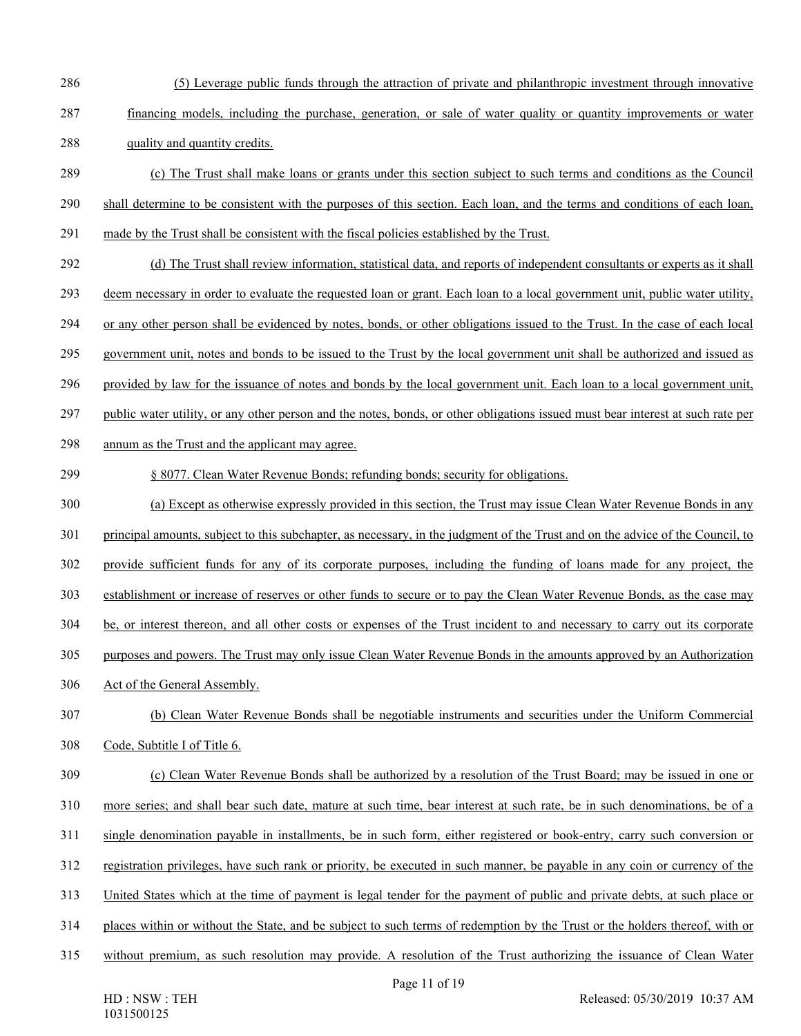(5) Leverage public funds through the attraction of private and philanthropic investment through innovative financing models, including the purchase, generation, or sale of water quality or quantity improvements or water quality and quantity credits.

(c) The Trust shall make loans or grants under this section subject to such terms and conditions as the Council shall determine to be consistent with the purposes of this section. Each loan, and the terms and conditions of each loan, made by the Trust shall be consistent with the fiscal policies established by the Trust.

(d) The Trust shall review information, statistical data, and reports of independent consultants or experts as it shall deem necessary in order to evaluate the requested loan or grant. Each loan to a local government unit, public water utility, or any other person shall be evidenced by notes, bonds, or other obligations issued to the Trust. In the case of each local government unit, notes and bonds to be issued to the Trust by the local government unit shall be authorized and issued as provided by law for the issuance of notes and bonds by the local government unit. Each loan to a local government unit, public water utility, or any other person and the notes, bonds, or other obligations issued must bear interest at such rate per annum as the Trust and the applicant may agree.

§ 8077. Clean Water Revenue Bonds; refunding bonds; security for obligations.

(a) Except as otherwise expressly provided in this section, the Trust may issue Clean Water Revenue Bonds in any principal amounts, subject to this subchapter, as necessary, in the judgment of the Trust and on the advice of the Council, to provide sufficient funds for any of its corporate purposes, including the funding of loans made for any project, the establishment or increase of reserves or other funds to secure or to pay the Clean Water Revenue Bonds, as the case may be, or interest thereon, and all other costs or expenses of the Trust incident to and necessary to carry out its corporate purposes and powers. The Trust may only issue Clean Water Revenue Bonds in the amounts approved by an Authorization Act of the General Assembly.

(b) Clean Water Revenue Bonds shall be negotiable instruments and securities under the Uniform Commercial Code, Subtitle I of Title 6.

(c) Clean Water Revenue Bonds shall be authorized by a resolution of the Trust Board; may be issued in one or more series; and shall bear such date, mature at such time, bear interest at such rate, be in such denominations, be of a single denomination payable in installments, be in such form, either registered or book-entry, carry such conversion or registration privileges, have such rank or priority, be executed in such manner, be payable in any coin or currency of the United States which at the time of payment is legal tender for the payment of public and private debts, at such place or places within or without the State, and be subject to such terms of redemption by the Trust or the holders thereof, with or without premium, as such resolution may provide. A resolution of the Trust authorizing the issuance of Clean Water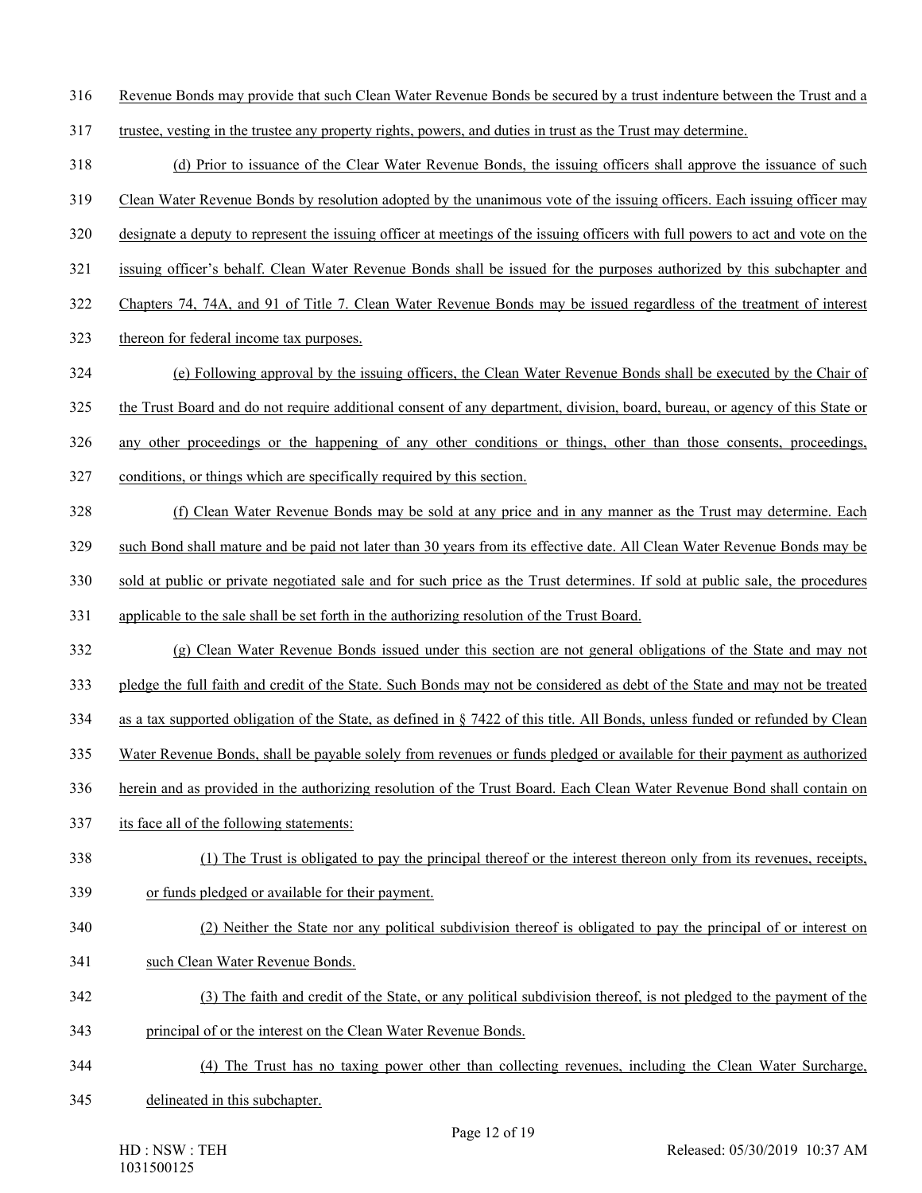316 Revenue Bonds may provide that such Clean Water Revenue Bonds be secured by a trust indenture between the Trust and a

317 trustee, vesting in the trustee any property rights, powers, and duties in trust as the Trust may determine.

318 (d) Prior to issuance of the Clear Water Revenue Bonds, the issuing officers shall approve the issuance of such

319 Clean Water Revenue Bonds by resolution adopted by the unanimous vote of the issuing officers. Each issuing officer may

320 designate a deputy to represent the issuing officer at meetings of the issuing officers with full powers to act and vote on the

321 issuing officer's behalf. Clean Water Revenue Bonds shall be issued for the purposes authorized by this subchapter and

322 Chapters 74, 74A, and 91 of Title 7. Clean Water Revenue Bonds may be issued regardless of the treatment of interest

323 thereon for federal income tax purposes.

324 (e) Following approval by the issuing officers, the Clean Water Revenue Bonds shall be executed by the Chair of

325 the Trust Board and do not require additional consent of any department, division, board, bureau, or agency of this State or

326 any other proceedings or the happening of any other conditions or things, other than those consents, proceedings,

327 conditions, or things which are specifically required by this section.

328 (f) Clean Water Revenue Bonds may be sold at any price and in any manner as the Trust may determine. Each

329 such Bond shall mature and be paid not later than 30 years from its effective date. All Clean Water Revenue Bonds may be

330 sold at public or private negotiated sale and for such price as the Trust determines. If sold at public sale, the procedures

331 applicable to the sale shall be set forth in the authorizing resolution of the Trust Board.

332 (g) Clean Water Revenue Bonds issued under this section are not general obligations of the State and may not

333 pledge the full faith and credit of the State. Such Bonds may not be considered as debt of the State and may not be treated

334 as a tax supported obligation of the State, as defined in § 7422 of this title. All Bonds, unless funded or refunded by Clean

335 Water Revenue Bonds, shall be payable solely from revenues or funds pledged or available for their payment as authorized

336 herein and as provided in the authorizing resolution of the Trust Board. Each Clean Water Revenue Bond shall contain on

337 its face all of the following statements:

338 (1) The Trust is obligated to pay the principal thereof or the interest thereon only from its revenues, receipts,

339 or funds pledged or available for their payment.

340 (2) Neither the State nor any political subdivision thereof is obligated to pay the principal of or interest on

341 such Clean Water Revenue Bonds.

342 (3) The faith and credit of the State, or any political subdivision thereof, is not pledged to the payment of the

343 principal of or the interest on the Clean Water Revenue Bonds.

344 (4) The Trust has no taxing power other than collecting revenues, including the Clean Water Surcharge,

345 delineated in this subchapter.

HD : NSW : TEH
1031500125

Released: 05/30/2019 10:37 AM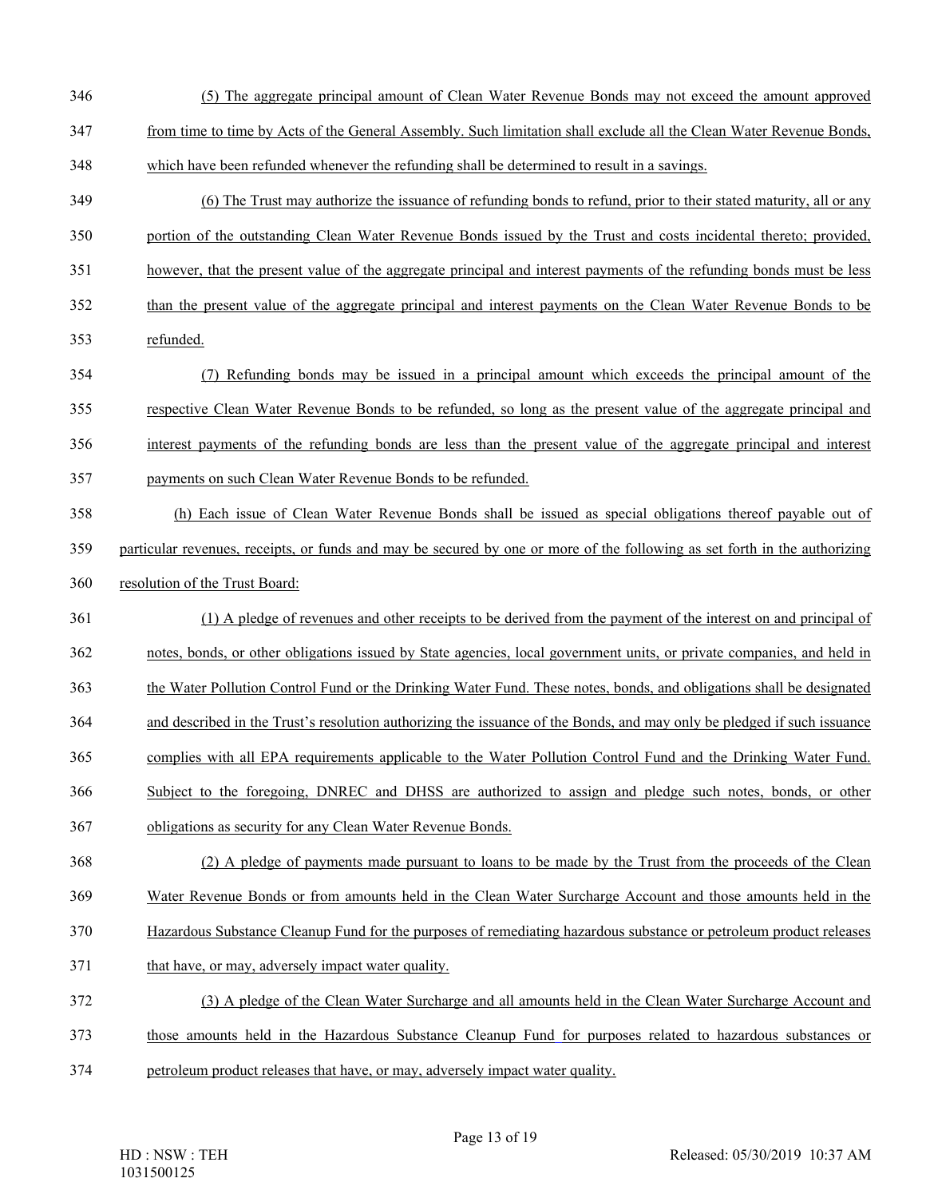(5) The aggregate principal amount of Clean Water Revenue Bonds may not exceed the amount approved from time to time by Acts of the General Assembly. Such limitation shall exclude all the Clean Water Revenue Bonds, which have been refunded whenever the refunding shall be determined to result in a savings.

(6) The Trust may authorize the issuance of refunding bonds to refund, prior to their stated maturity, all or any portion of the outstanding Clean Water Revenue Bonds issued by the Trust and costs incidental thereto; provided, however, that the present value of the aggregate principal and interest payments of the refunding bonds must be less than the present value of the aggregate principal and interest payments on the Clean Water Revenue Bonds to be refunded.

(7) Refunding bonds may be issued in a principal amount which exceeds the principal amount of the respective Clean Water Revenue Bonds to be refunded, so long as the present value of the aggregate principal and interest payments of the refunding bonds are less than the present value of the aggregate principal and interest payments on such Clean Water Revenue Bonds to be refunded.

(h) Each issue of Clean Water Revenue Bonds shall be issued as special obligations thereof payable out of particular revenues, receipts, or funds and may be secured by one or more of the following as set forth in the authorizing resolution of the Trust Board:

(1) A pledge of revenues and other receipts to be derived from the payment of the interest on and principal of notes, bonds, or other obligations issued by State agencies, local government units, or private companies, and held in the Water Pollution Control Fund or the Drinking Water Fund. These notes, bonds, and obligations shall be designated and described in the Trust's resolution authorizing the issuance of the Bonds, and may only be pledged if such issuance complies with all EPA requirements applicable to the Water Pollution Control Fund and the Drinking Water Fund. Subject to the foregoing, DNREC and DHSS are authorized to assign and pledge such notes, bonds, or other obligations as security for any Clean Water Revenue Bonds.

(2) A pledge of payments made pursuant to loans to be made by the Trust from the proceeds of the Clean Water Revenue Bonds or from amounts held in the Clean Water Surcharge Account and those amounts held in the Hazardous Substance Cleanup Fund for the purposes of remediating hazardous substance or petroleum product releases that have, or may, adversely impact water quality.

(3) A pledge of the Clean Water Surcharge and all amounts held in the Clean Water Surcharge Account and those amounts held in the Hazardous Substance Cleanup Fund for purposes related to hazardous substances or petroleum product releases that have, or may, adversely impact water quality.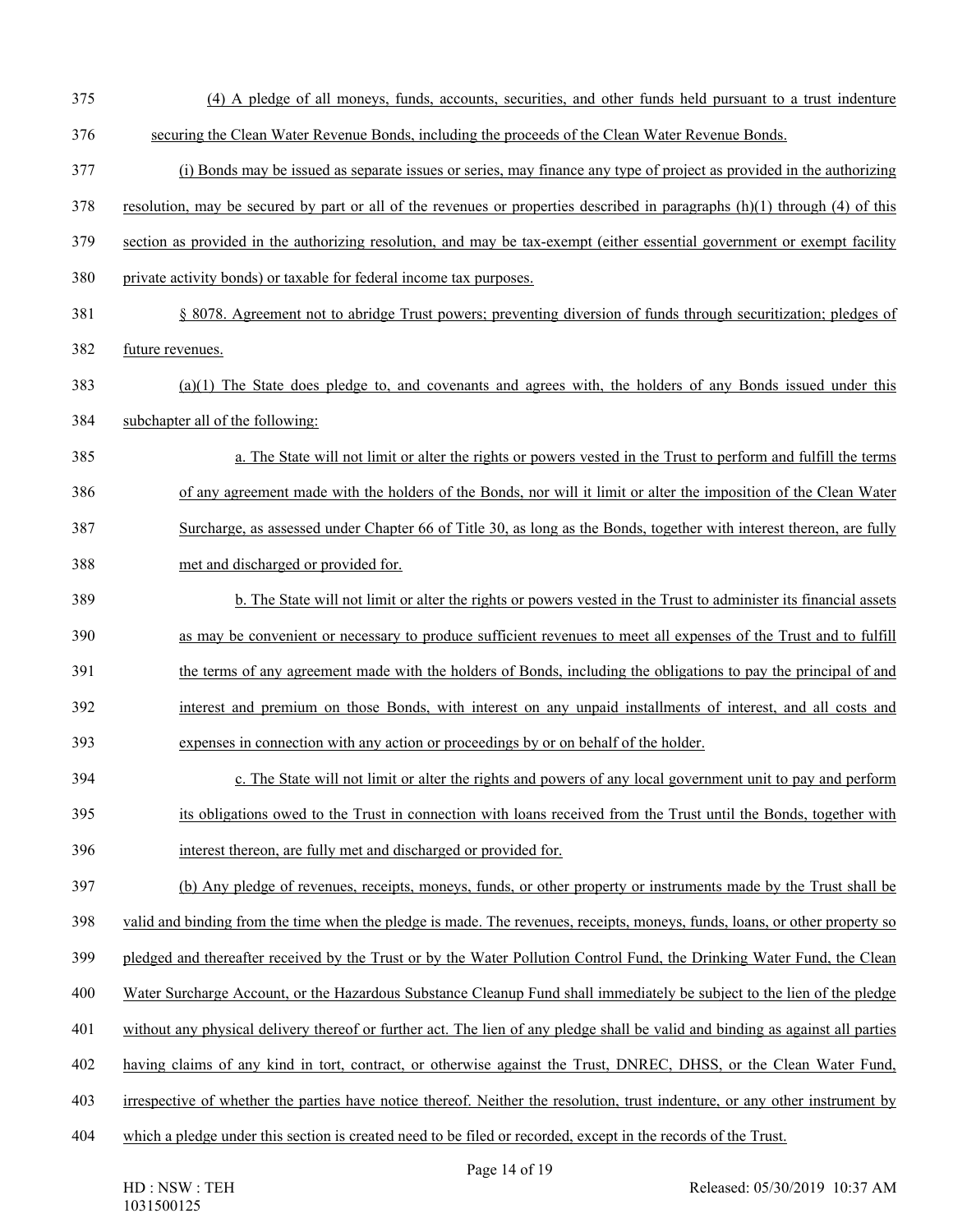(4) A pledge of all moneys, funds, accounts, securities, and other funds held pursuant to a trust indenture securing the Clean Water Revenue Bonds, including the proceeds of the Clean Water Revenue Bonds.

(i) Bonds may be issued as separate issues or series, may finance any type of project as provided in the authorizing resolution, may be secured by part or all of the revenues or properties described in paragraphs (h)(1) through (4) of this section as provided in the authorizing resolution, and may be tax-exempt (either essential government or exempt facility private activity bonds) or taxable for federal income tax purposes.

§ 8078. Agreement not to abridge Trust powers; preventing diversion of funds through securitization; pledges of future revenues.

(a)(1) The State does pledge to, and covenants and agrees with, the holders of any Bonds issued under this subchapter all of the following:

a. The State will not limit or alter the rights or powers vested in the Trust to perform and fulfill the terms of any agreement made with the holders of the Bonds, nor will it limit or alter the imposition of the Clean Water Surcharge, as assessed under Chapter 66 of Title 30, as long as the Bonds, together with interest thereon, are fully met and discharged or provided for.

b. The State will not limit or alter the rights or powers vested in the Trust to administer its financial assets as may be convenient or necessary to produce sufficient revenues to meet all expenses of the Trust and to fulfill the terms of any agreement made with the holders of Bonds, including the obligations to pay the principal of and interest and premium on those Bonds, with interest on any unpaid installments of interest, and all costs and expenses in connection with any action or proceedings by or on behalf of the holder.

c. The State will not limit or alter the rights and powers of any local government unit to pay and perform its obligations owed to the Trust in connection with loans received from the Trust until the Bonds, together with interest thereon, are fully met and discharged or provided for.

(b) Any pledge of revenues, receipts, moneys, funds, or other property or instruments made by the Trust shall be valid and binding from the time when the pledge is made. The revenues, receipts, moneys, funds, loans, or other property so pledged and thereafter received by the Trust or by the Water Pollution Control Fund, the Drinking Water Fund, the Clean Water Surcharge Account, or the Hazardous Substance Cleanup Fund shall immediately be subject to the lien of the pledge without any physical delivery thereof or further act. The lien of any pledge shall be valid and binding as against all parties having claims of any kind in tort, contract, or otherwise against the Trust, DNREC, DHSS, or the Clean Water Fund, irrespective of whether the parties have notice thereof. Neither the resolution, trust indenture, or any other instrument by which a pledge under this section is created need to be filed or recorded, except in the records of the Trust.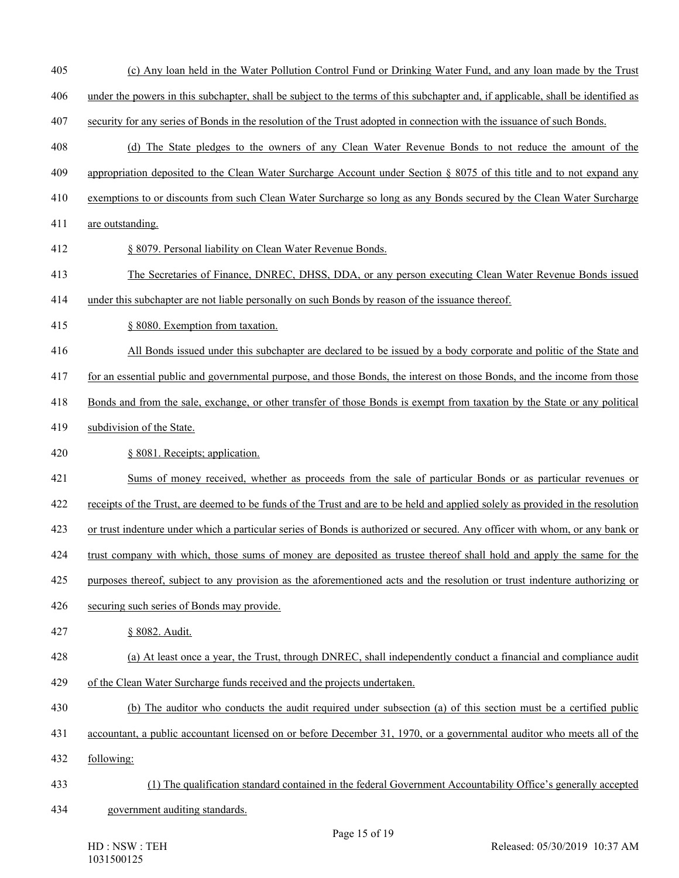(c) Any loan held in the Water Pollution Control Fund or Drinking Water Fund, and any loan made by the Trust under the powers in this subchapter, shall be subject to the terms of this subchapter and, if applicable, shall be identified as security for any series of Bonds in the resolution of the Trust adopted in connection with the issuance of such Bonds.

(d) The State pledges to the owners of any Clean Water Revenue Bonds to not reduce the amount of the appropriation deposited to the Clean Water Surcharge Account under Section § 8075 of this title and to not expand any exemptions to or discounts from such Clean Water Surcharge so long as any Bonds secured by the Clean Water Surcharge are outstanding.

§ 8079. Personal liability on Clean Water Revenue Bonds.

The Secretaries of Finance, DNREC, DHSS, DDA, or any person executing Clean Water Revenue Bonds issued under this subchapter are not liable personally on such Bonds by reason of the issuance thereof.

§ 8080. Exemption from taxation.

All Bonds issued under this subchapter are declared to be issued by a body corporate and politic of the State and for an essential public and governmental purpose, and those Bonds, the interest on those Bonds, and the income from those Bonds and from the sale, exchange, or other transfer of those Bonds is exempt from taxation by the State or any political subdivision of the State.

§ 8081. Receipts; application.

Sums of money received, whether as proceeds from the sale of particular Bonds or as particular revenues or receipts of the Trust, are deemed to be funds of the Trust and are to be held and applied solely as provided in the resolution or trust indenture under which a particular series of Bonds is authorized or secured. Any officer with whom, or any bank or trust company with which, those sums of money are deposited as trustee thereof shall hold and apply the same for the purposes thereof, subject to any provision as the aforementioned acts and the resolution or trust indenture authorizing or securing such series of Bonds may provide.

§ 8082. Audit.

(a) At least once a year, the Trust, through DNREC, shall independently conduct a financial and compliance audit of the Clean Water Surcharge funds received and the projects undertaken.

(b) The auditor who conducts the audit required under subsection (a) of this section must be a certified public accountant, a public accountant licensed on or before December 31, 1970, or a governmental auditor who meets all of the following:

(1) The qualification standard contained in the federal Government Accountability Office's generally accepted government auditing standards.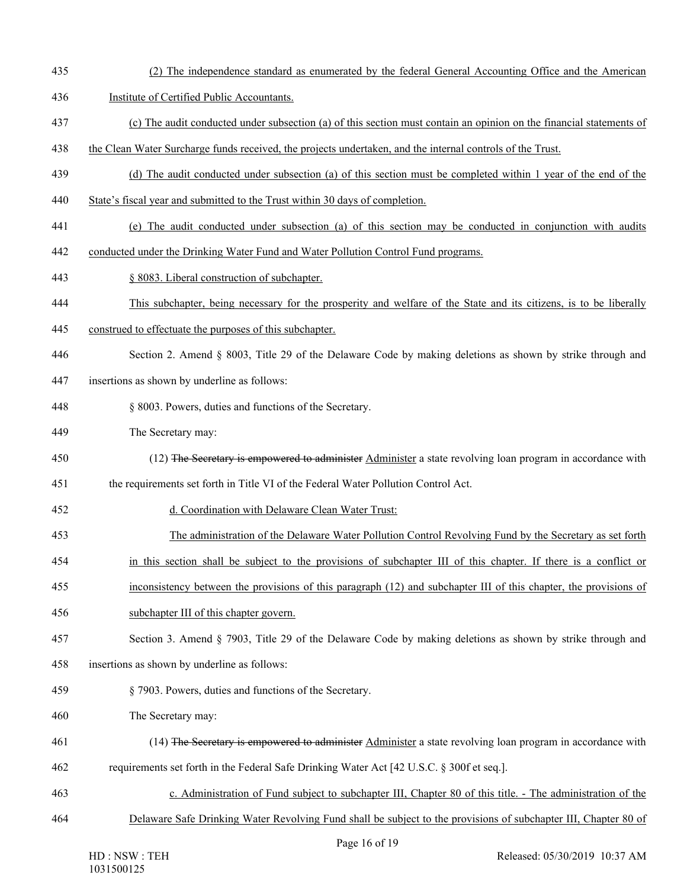(2) The independence standard as enumerated by the federal General Accounting Office and the American Institute of Certified Public Accountants.

(c) The audit conducted under subsection (a) of this section must contain an opinion on the financial statements of the Clean Water Surcharge funds received, the projects undertaken, and the internal controls of the Trust.

(d) The audit conducted under subsection (a) of this section must be completed within 1 year of the end of the State's fiscal year and submitted to the Trust within 30 days of completion.

(e) The audit conducted under subsection (a) of this section may be conducted in conjunction with audits conducted under the Drinking Water Fund and Water Pollution Control Fund programs.

§ 8083. Liberal construction of subchapter.

This subchapter, being necessary for the prosperity and welfare of the State and its citizens, is to be liberally construed to effectuate the purposes of this subchapter.

Section 2. Amend § 8003, Title 29 of the Delaware Code by making deletions as shown by strike through and insertions as shown by underline as follows:

§ 8003. Powers, duties and functions of the Secretary.

The Secretary may:

(12) ~~The Secretary is empowered to administer~~ Administer a state revolving loan program in accordance with the requirements set forth in Title VI of the Federal Water Pollution Control Act.

d. Coordination with Delaware Clean Water Trust:

The administration of the Delaware Water Pollution Control Revolving Fund by the Secretary as set forth in this section shall be subject to the provisions of subchapter III of this chapter. If there is a conflict or inconsistency between the provisions of this paragraph (12) and subchapter III of this chapter, the provisions of subchapter III of this chapter govern.

Section 3. Amend § 7903, Title 29 of the Delaware Code by making deletions as shown by strike through and insertions as shown by underline as follows:

§ 7903. Powers, duties and functions of the Secretary.

The Secretary may:

(14) ~~The Secretary is empowered to administer~~ Administer a state revolving loan program in accordance with requirements set forth in the Federal Safe Drinking Water Act [42 U.S.C. § 300f et seq.].

c. Administration of Fund subject to subchapter III, Chapter 80 of this title. - The administration of the Delaware Safe Drinking Water Revolving Fund shall be subject to the provisions of subchapter III, Chapter 80 of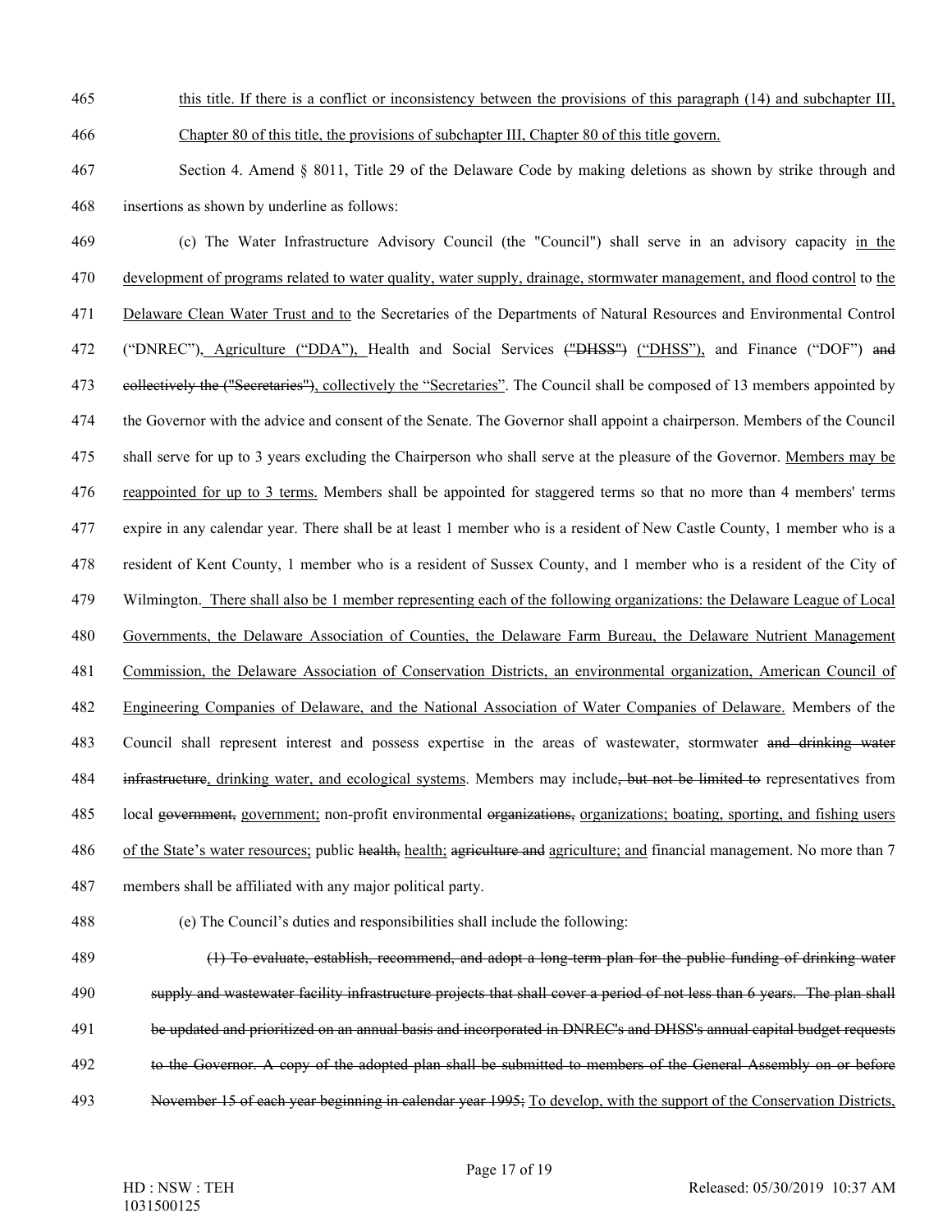465 <u>this title. If there is a conflict or inconsistency between the provisions of this paragraph (14) and subchapter III,</u>

466 <u>Chapter 80 of this title, the provisions of subchapter III, Chapter 80 of this title govern.</u>

467 Section 4. Amend § 8011, Title 29 of the Delaware Code by making deletions as shown by strike through and

468 insertions as shown by underline as follows:

469 (c) The Water Infrastructure Advisory Council (the "Council") shall serve in an advisory capacity <u>in the</u>

470 <u>development of programs related to water quality, water supply, drainage, stormwater management, and flood control</u> to <u>the</u>

471 <u>Delaware Clean Water Trust and to</u> the Secretaries of the Departments of Natural Resources and Environmental Control

472 ("DNREC")<u>, Agriculture ("DDA"),</u> Health and Social Services ~~("DHSS")~~ <u>("DHSS"),</u> and Finance ("DOF") ~~and~~

473 ~~collectively the ("Secretaries")~~<u>, collectively the "Secretaries"</u>. The Council shall be composed of 13 members appointed by

474 the Governor with the advice and consent of the Senate. The Governor shall appoint a chairperson. Members of the Council

475 shall serve for up to 3 years excluding the Chairperson who shall serve at the pleasure of the Governor. <u>Members may be</u>

476 <u>reappointed for up to 3 terms.</u> Members shall be appointed for staggered terms so that no more than 4 members' terms

477 expire in any calendar year. There shall be at least 1 member who is a resident of New Castle County, 1 member who is a

478 resident of Kent County, 1 member who is a resident of Sussex County, and 1 member who is a resident of the City of

479 Wilmington.<u> There shall also be 1 member representing each of the following organizations: the Delaware League of Local</u>

480 <u>Governments, the Delaware Association of Counties, the Delaware Farm Bureau, the Delaware Nutrient Management</u>

481 <u>Commission, the Delaware Association of Conservation Districts, an environmental organization, American Council of</u>

482 <u>Engineering Companies of Delaware, and the National Association of Water Companies of Delaware.</u> Members of the

483 Council shall represent interest and possess expertise in the areas of wastewater, stormwater ~~and drinking water~~

484 ~~infrastructure~~<u>, drinking water, and ecological systems</u>. Members may include~~, but not be limited to~~ representatives from

485 local ~~government,~~ <u>government;</u> non-profit environmental ~~organizations,~~ <u>organizations; boating, sporting, and fishing users</u>

486 <u>of the State's water resources;</u> public ~~health,~~ <u>health;</u> ~~agriculture and~~ <u>agriculture; and</u> financial management. No more than 7

487 members shall be affiliated with any major political party.

488 (e) The Council's duties and responsibilities shall include the following:

489 ~~(1) To evaluate, establish, recommend, and adopt a long-term plan for the public funding of drinking water~~

490 ~~supply and wastewater facility infrastructure projects that shall cover a period of not less than 6 years. The plan shall~~

491 ~~be updated and prioritized on an annual basis and incorporated in DNREC's and DHSS's annual capital budget requests~~

492 ~~to the Governor. A copy of the adopted plan shall be submitted to members of the General Assembly on or before~~

493 ~~November 15 of each year beginning in calendar year 1995;~~ <u>To develop, with the support of the Conservation Districts,</u>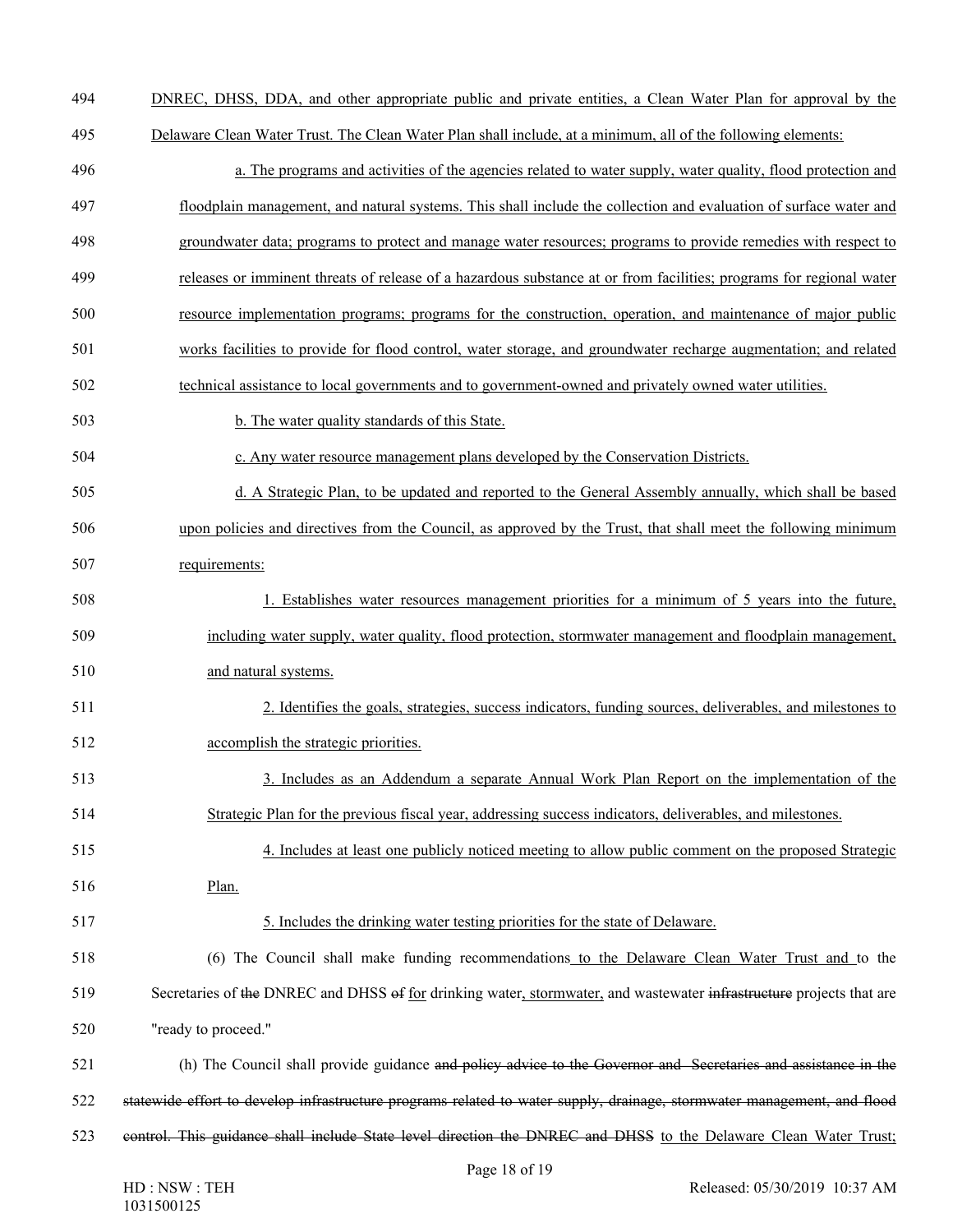494 DNREC, DHSS, DDA, and other appropriate public and private entities, a Clean Water Plan for approval by the
495 Delaware Clean Water Trust. The Clean Water Plan shall include, at a minimum, all of the following elements:

496 a. The programs and activities of the agencies related to water supply, water quality, flood protection and
497 floodplain management, and natural systems. This shall include the collection and evaluation of surface water and
498 groundwater data; programs to protect and manage water resources; programs to provide remedies with respect to
499 releases or imminent threats of release of a hazardous substance at or from facilities; programs for regional water
500 resource implementation programs; programs for the construction, operation, and maintenance of major public
501 works facilities to provide for flood control, water storage, and groundwater recharge augmentation; and related
502 technical assistance to local governments and to government-owned and privately owned water utilities.

503 b. The water quality standards of this State.

504 c. Any water resource management plans developed by the Conservation Districts.

505 d. A Strategic Plan, to be updated and reported to the General Assembly annually, which shall be based
506 upon policies and directives from the Council, as approved by the Trust, that shall meet the following minimum
507 requirements:

508 1. Establishes water resources management priorities for a minimum of 5 years into the future,
509 including water supply, water quality, flood protection, stormwater management and floodplain management,
510 and natural systems.

511 2. Identifies the goals, strategies, success indicators, funding sources, deliverables, and milestones to
512 accomplish the strategic priorities.

513 3. Includes as an Addendum a separate Annual Work Plan Report on the implementation of the
514 Strategic Plan for the previous fiscal year, addressing success indicators, deliverables, and milestones.

515 4. Includes at least one publicly noticed meeting to allow public comment on the proposed Strategic
516 Plan.

517 5. Includes the drinking water testing priorities for the state of Delaware.

518 (6) The Council shall make funding recommendations to the Delaware Clean Water Trust and to the
519 Secretaries of ~~the~~ DNREC and DHSS ~~of~~ for drinking water, stormwater, and wastewater ~~infrastructure~~ projects that are
520 "ready to proceed."

521 (h) The Council shall provide guidance ~~and policy advice to the Governor and Secretaries and assistance in the~~
522 ~~statewide effort to develop infrastructure programs related to water supply, drainage, stormwater management, and flood~~
523 ~~control. This guidance shall include State level direction the DNREC and DHSS~~ to the Delaware Clean Water Trust;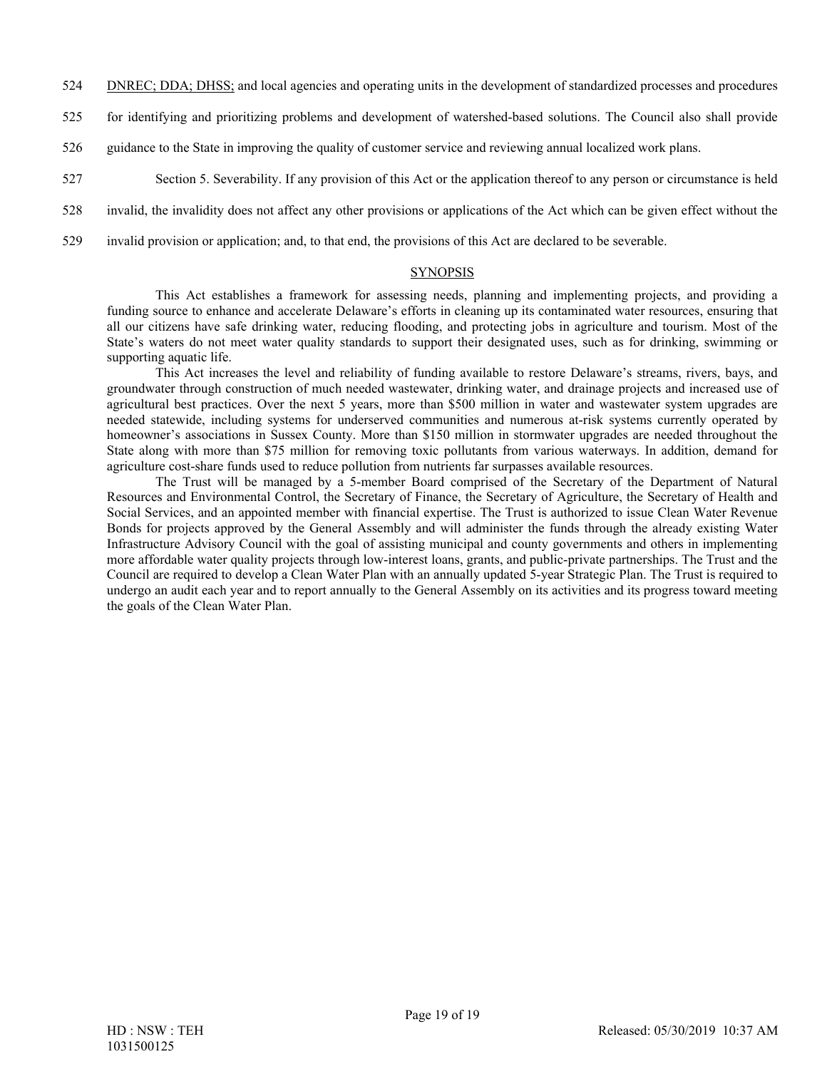524 <u>DNREC; DDA; DHSS;</u> and local agencies and operating units in the development of standardized processes and procedures

525 for identifying and prioritizing problems and development of watershed-based solutions. The Council also shall provide

526 guidance to the State in improving the quality of customer service and reviewing annual localized work plans.

527 Section 5. Severability. If any provision of this Act or the application thereof to any person or circumstance is held

528 invalid, the invalidity does not affect any other provisions or applications of the Act which can be given effect without the

529 invalid provision or application; and, to that end, the provisions of this Act are declared to be severable.

## SYNOPSIS

This Act establishes a framework for assessing needs, planning and implementing projects, and providing a funding source to enhance and accelerate Delaware's efforts in cleaning up its contaminated water resources, ensuring that all our citizens have safe drinking water, reducing flooding, and protecting jobs in agriculture and tourism. Most of the State's waters do not meet water quality standards to support their designated uses, such as for drinking, swimming or supporting aquatic life.

This Act increases the level and reliability of funding available to restore Delaware's streams, rivers, bays, and groundwater through construction of much needed wastewater, drinking water, and drainage projects and increased use of agricultural best practices. Over the next 5 years, more than $500 million in water and wastewater system upgrades are needed statewide, including systems for underserved communities and numerous at-risk systems currently operated by homeowner's associations in Sussex County. More than $150 million in stormwater upgrades are needed throughout the State along with more than $75 million for removing toxic pollutants from various waterways. In addition, demand for agriculture cost-share funds used to reduce pollution from nutrients far surpasses available resources.

The Trust will be managed by a 5-member Board comprised of the Secretary of the Department of Natural Resources and Environmental Control, the Secretary of Finance, the Secretary of Agriculture, the Secretary of Health and Social Services, and an appointed member with financial expertise. The Trust is authorized to issue Clean Water Revenue Bonds for projects approved by the General Assembly and will administer the funds through the already existing Water Infrastructure Advisory Council with the goal of assisting municipal and county governments and others in implementing more affordable water quality projects through low-interest loans, grants, and public-private partnerships. The Trust and the Council are required to develop a Clean Water Plan with an annually updated 5-year Strategic Plan. The Trust is required to undergo an audit each year and to report annually to the General Assembly on its activities and its progress toward meeting the goals of the Clean Water Plan.

HD : NSW : TEH
1031500125

Released: 05/30/2019 10:37 AM